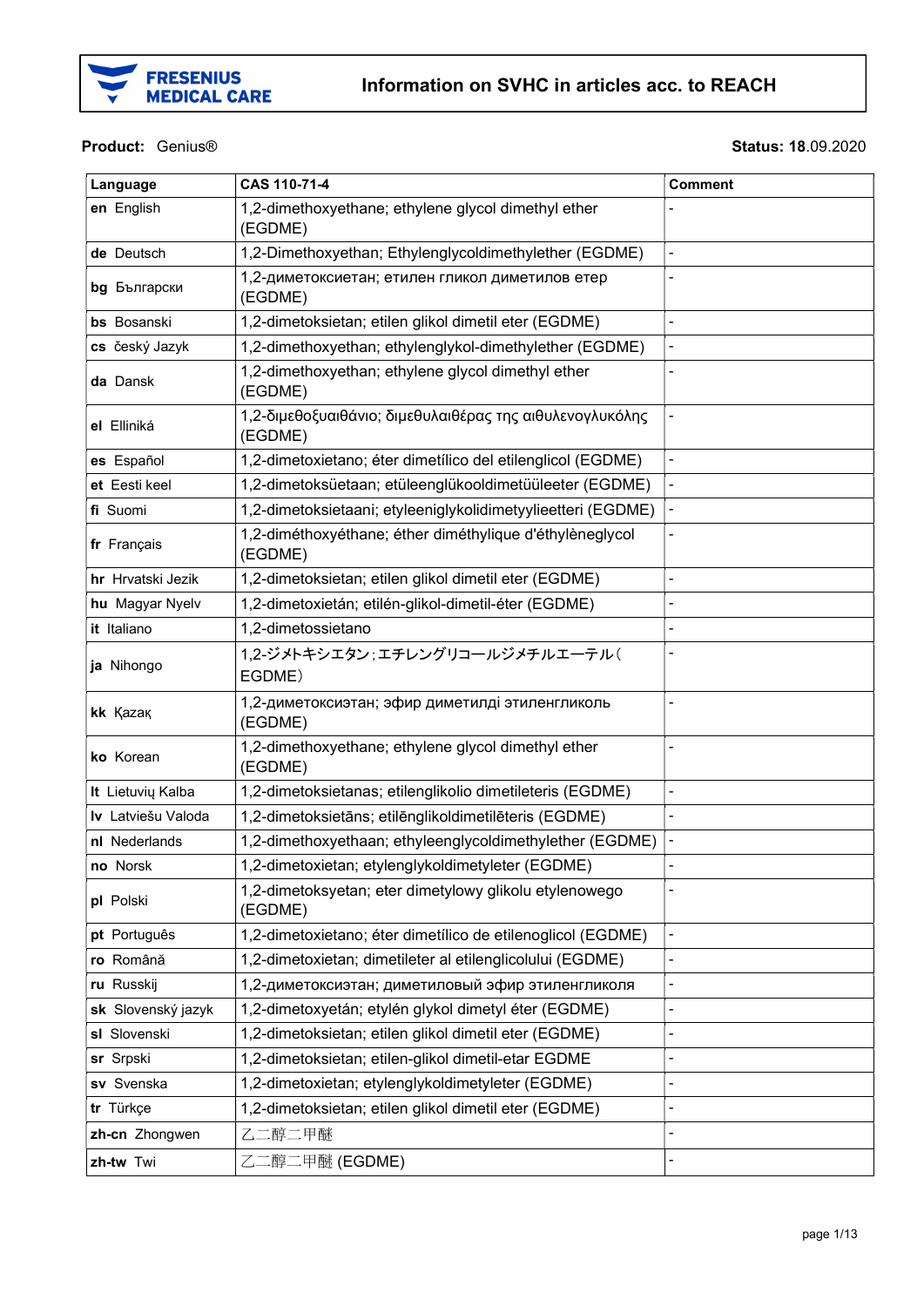FRESENIUS MEDICAL CARE

# Information on SVHC in articles acc. to REACH

**Product:** Genius®

**Status: 18**.09.2020

| Language | CAS 110-71-4 | Comment |
|---|---|---|
| **en** English | 1,2-dimethoxyethane; ethylene glycol dimethyl ether (EGDME) | - |
| **de** Deutsch | 1,2-Dimethoxyethan; Ethylenglycoldimethylether (EGDME) | - |
| **bg** Български | 1,2-диметоксиетан; етилен гликол диметилов етер (EGDME) | - |
| **bs** Bosanski | 1,2-dimetoksietan; etilen glikol dimetil eter (EGDME) | - |
| **cs** český Jazyk | 1,2-dimethoxyethan; ethylenglykol-dimethylether (EGDME) | - |
| **da** Dansk | 1,2-dimethoxyethan; ethylene glycol dimethyl ether (EGDME) | - |
| **el** Elliniká | 1,2-διμεθοξυαιθάνιο; διμεθυλαιθέρας της αιθυλενογλυκόλης (EGDME) | - |
| **es** Español | 1,2-dimetoxietano; éter dimetílico del etilenglicol (EGDME) | - |
| **et** Eesti keel | 1,2-dimetoksüetaan; etüleenglükooldimetüüleeter (EGDME) | - |
| **fi** Suomi | 1,2-dimetoksietaani; etyleeniglykolidimetyylieetteri (EGDME) | - |
| **fr** Français | 1,2-diméthoxyéthane; éther diméthylique d'éthylèneglycol (EGDME) | - |
| **hr** Hrvatski Jezik | 1,2-dimetoksietan; etilen glikol dimetil eter (EGDME) | - |
| **hu** Magyar Nyelv | 1,2-dimetoxietán; etilén-glikol-dimetil-éter (EGDME) | - |
| **it** Italiano | 1,2-dimetossietano | - |
| **ja** Nihongo | 1,2-ジメトキシエタン；エチレングリコールジメチルエーテル（EGDME） | - |
| **kk** Қазақ | 1,2-диметоксиэтан; эфир диметилді этиленгликоль (EGDME) | - |
| **ko** Korean | 1,2-dimethoxyethane; ethylene glycol dimethyl ether (EGDME) | - |
| **lt** Lietuvių Kalba | 1,2-dimetoksietanas; etilenglikolio dimetileteris (EGDME) | - |
| **lv** Latviešu Valoda | 1,2-dimetoksietāns; etilēnglikoldimetilēteris (EGDME) | - |
| **nl** Nederlands | 1,2-dimethoxyethaan; ethyleenglycoldimethylether (EGDME) | - |
| **no** Norsk | 1,2-dimetoxietan; etylenglykoldimetyleter (EGDME) | - |
| **pl** Polski | 1,2-dimetoksyetan; eter dimetylowy glikolu etylenowego (EGDME) | - |
| **pt** Português | 1,2-dimetoxietano; éter dimetílico de etilenoglicol (EGDME) | - |
| **ro** Română | 1,2-dimetoxietan; dimetileter al etilenglicolului (EGDME) | - |
| **ru** Russkij | 1,2-диметоксиэтан; диметиловый эфир этиленгликоля | - |
| **sk** Slovenský jazyk | 1,2-dimetoxyetán; etylén glykol dimetyl éter (EGDME) | - |
| **sl** Slovenski | 1,2-dimetoksietan; etilen glikol dimetil eter (EGDME) | - |
| **sr** Srpski | 1,2-dimetoksietan; etilen-glikol dimetil-etar EGDME | - |
| **sv** Svenska | 1,2-dimetoxietan; etylenglykoldimetyleter (EGDME) | - |
| **tr** Türkçe | 1,2-dimetoksietan; etilen glikol dimetil eter (EGDME) | - |
| **zh-cn** Zhongwen | 乙二醇二甲醚 | - |
| **zh-tw** Twi | 乙二醇二甲醚 (EGDME) | - |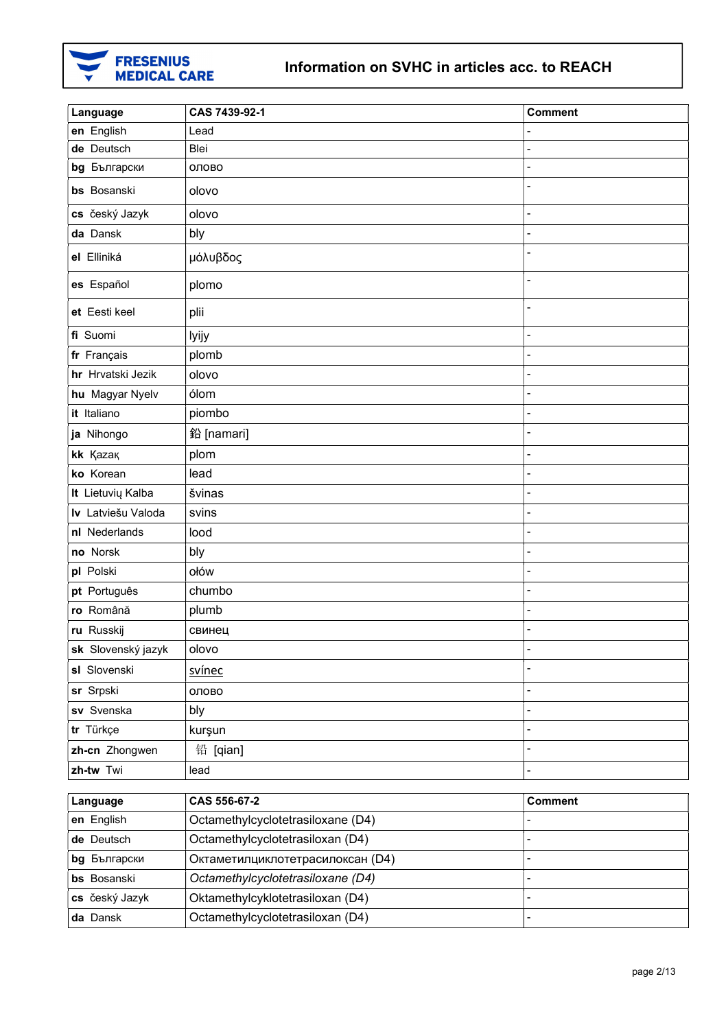| Language | CAS 7439-92-1 | Comment |
| --- | --- | --- |
| **en** English | Lead | - |
| **de** Deutsch | Blei | - |
| **bg** Български | олово | - |
| **bs** Bosanski | olovo | - |
| **cs** český Jazyk | olovo | - |
| **da** Dansk | bly | - |
| **el** Elliniká | μόλυβδος | - |
| **es** Español | plomo | - |
| **et** Eesti keel | plii | - |
| **fi** Suomi | lyijy | - |
| **fr** Français | plomb | - |
| **hr** Hrvatski Jezik | olovo | - |
| **hu** Magyar Nyelv | ólom | - |
| **it** Italiano | piombo | - |
| **ja** Nihongo | 鉛 [namari] | - |
| **kk** Қазақ | plom | - |
| **ko** Korean | lead | - |
| **lt** Lietuvių Kalba | švinas | - |
| **lv** Latviešu Valoda | svins | - |
| **nl** Nederlands | lood | - |
| **no** Norsk | bly | - |
| **pl** Polski | ołów | - |
| **pt** Português | chumbo | - |
| **ro** Română | plumb | - |
| **ru** Russkij | свинец | - |
| **sk** Slovenský jazyk | olovo | - |
| **sl** Slovenski | svínec | - |
| **sr** Srpski | олово | - |
| **sv** Svenska | bly | - |
| **tr** Türkçe | kurşun | - |
| **zh-cn** Zhongwen | 铅 [qian] | - |
| **zh-tw** Twi | lead | - |

| Language | CAS 556-67-2 | Comment |
| --- | --- | --- |
| **en** English | Octamethylcyclotetrasiloxane (D4) | - |
| **de** Deutsch | Octamethylcyclotetrasiloxan (D4) | - |
| **bg** Български | Октаметилциклотетрасилоксан (D4) | - |
| **bs** Bosanski | *Octamethylcyclotetrasiloxane (D4)* | - |
| **cs** český Jazyk | Oktamethylcyklotetrasiloxan (D4) | - |
| **da** Dansk | Octamethylcyclotetrasiloxan (D4) | - |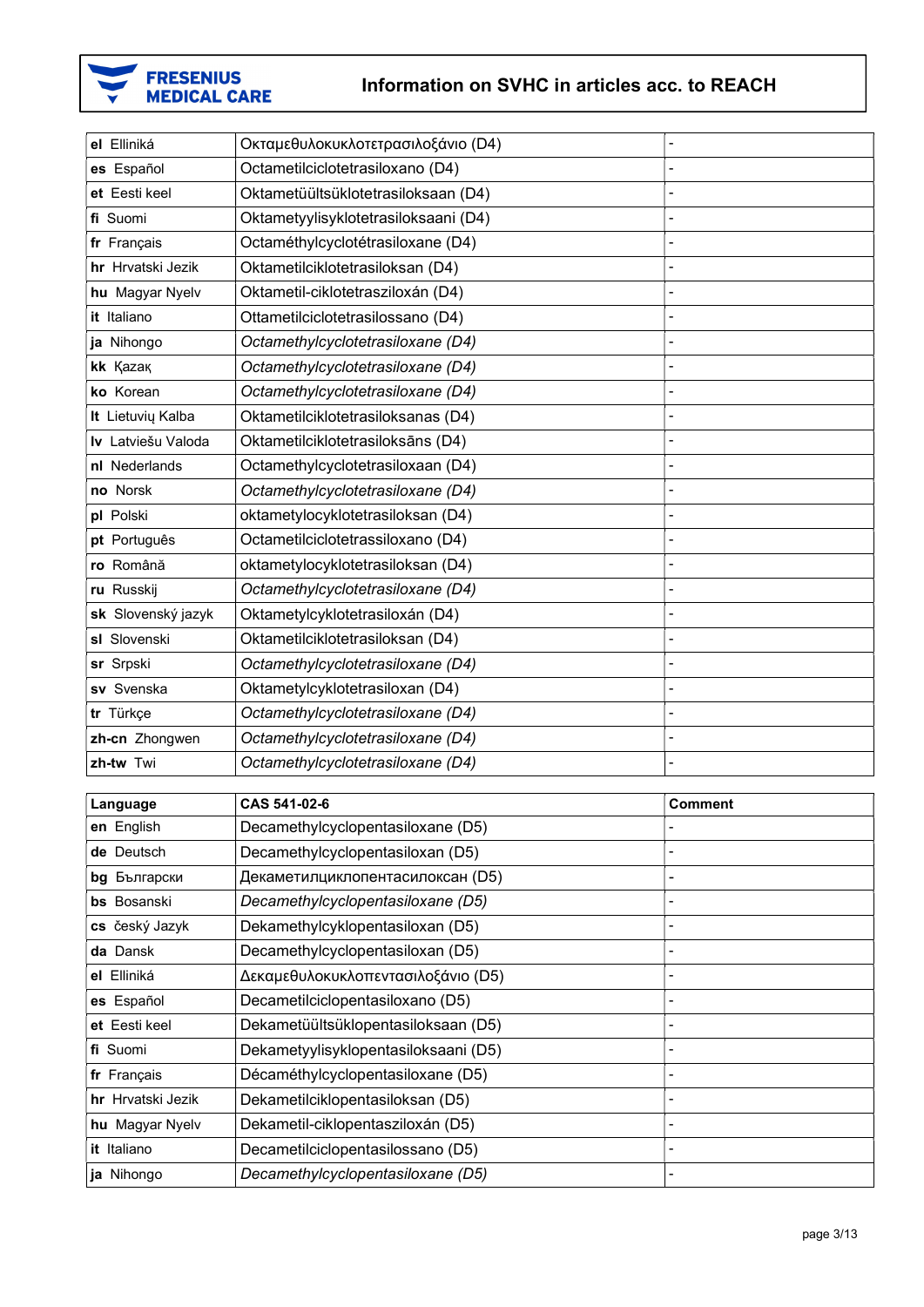| | | |
|---|---|---|
| **el** Elliniká | Οκταμεθυλοκυκλοτετρασιλοξάνιο (D4) | - |
| **es** Español | Octametilciclotetrasiloxano (D4) | - |
| **et** Eesti keel | Oktametüültsüklotetrasiloksaan (D4) | - |
| **fi** Suomi | Oktametyylisyklotetrasiloksaani (D4) | - |
| **fr** Français | Octaméthylcyclotétrasiloxane (D4) | - |
| **hr** Hrvatski Jezik | Oktametilciklotetrasiloksan (D4) | - |
| **hu** Magyar Nyelv | Oktametil-ciklotetrasziloxán (D4) | - |
| **it** Italiano | Ottametilciclotetrasilossano (D4) | - |
| **ja** Nihongo | *Octamethylcyclotetrasiloxane (D4)* | - |
| **kk** Қазақ | *Octamethylcyclotetrasiloxane (D4)* | - |
| **ko** Korean | *Octamethylcyclotetrasiloxane (D4)* | - |
| **lt** Lietuvių Kalba | Oktametilciklotetrasiloksanas (D4) | - |
| **lv** Latviešu Valoda | Oktametilciklotetrasiloksāns (D4) | - |
| **nl** Nederlands | Octamethylcyclotetrasiloxaan (D4) | - |
| **no** Norsk | *Octamethylcyclotetrasiloxane (D4)* | - |
| **pl** Polski | oktametylocyklotetrasiloksan (D4) | - |
| **pt** Português | Octametilciclotetrassiloxano (D4) | - |
| **ro** Română | oktametylocyklotetrasiloksan (D4) | - |
| **ru** Russkij | *Octamethylcyclotetrasiloxane (D4)* | - |
| **sk** Slovenský jazyk | Oktametylcyklotetrasiloxán (D4) | - |
| **sl** Slovenski | Oktametilciklotetrasiloksan (D4) | - |
| **sr** Srpski | *Octamethylcyclotetrasiloxane (D4)* | - |
| **sv** Svenska | Oktametylcyklotetrasiloxan (D4) | - |
| **tr** Türkçe | *Octamethylcyclotetrasiloxane (D4)* | - |
| **zh-cn** Zhongwen | *Octamethylcyclotetrasiloxane (D4)* | - |
| **zh-tw** Twi | *Octamethylcyclotetrasiloxane (D4)* | - |

| **Language** | **CAS 541-02-6** | **Comment** |
|---|---|---|
| **en** English | Decamethylcyclopentasiloxane (D5) | - |
| **de** Deutsch | Decamethylcyclopentasiloxan (D5) | - |
| **bg** Български | Декаметилциклопентасилоксан (D5) | - |
| **bs** Bosanski | *Decamethylcyclopentasiloxane (D5)* | - |
| **cs** český Jazyk | Dekamethylcyklopentasiloxan (D5) | - |
| **da** Dansk | Decamethylcyclopentasiloxan (D5) | - |
| **el** Elliniká | Δεκαμεθυλοκυκλοπεντασιλοξάνιο (D5) | - |
| **es** Español | Decametilciclopentasiloxano (D5) | - |
| **et** Eesti keel | Dekametüültsüklopentasiloksaan (D5) | - |
| **fi** Suomi | Dekametyylisyklopentasiloksaani (D5) | - |
| **fr** Français | Décaméthylcyclopentasiloxane (D5) | - |
| **hr** Hrvatski Jezik | Dekametilciklopentasiloksan (D5) | - |
| **hu** Magyar Nyelv | Dekametil-ciklopentasziloxán (D5) | - |
| **it** Italiano | Decametilciclopentasilossano (D5) | - |
| **ja** Nihongo | *Decamethylcyclopentasiloxane (D5)* | - |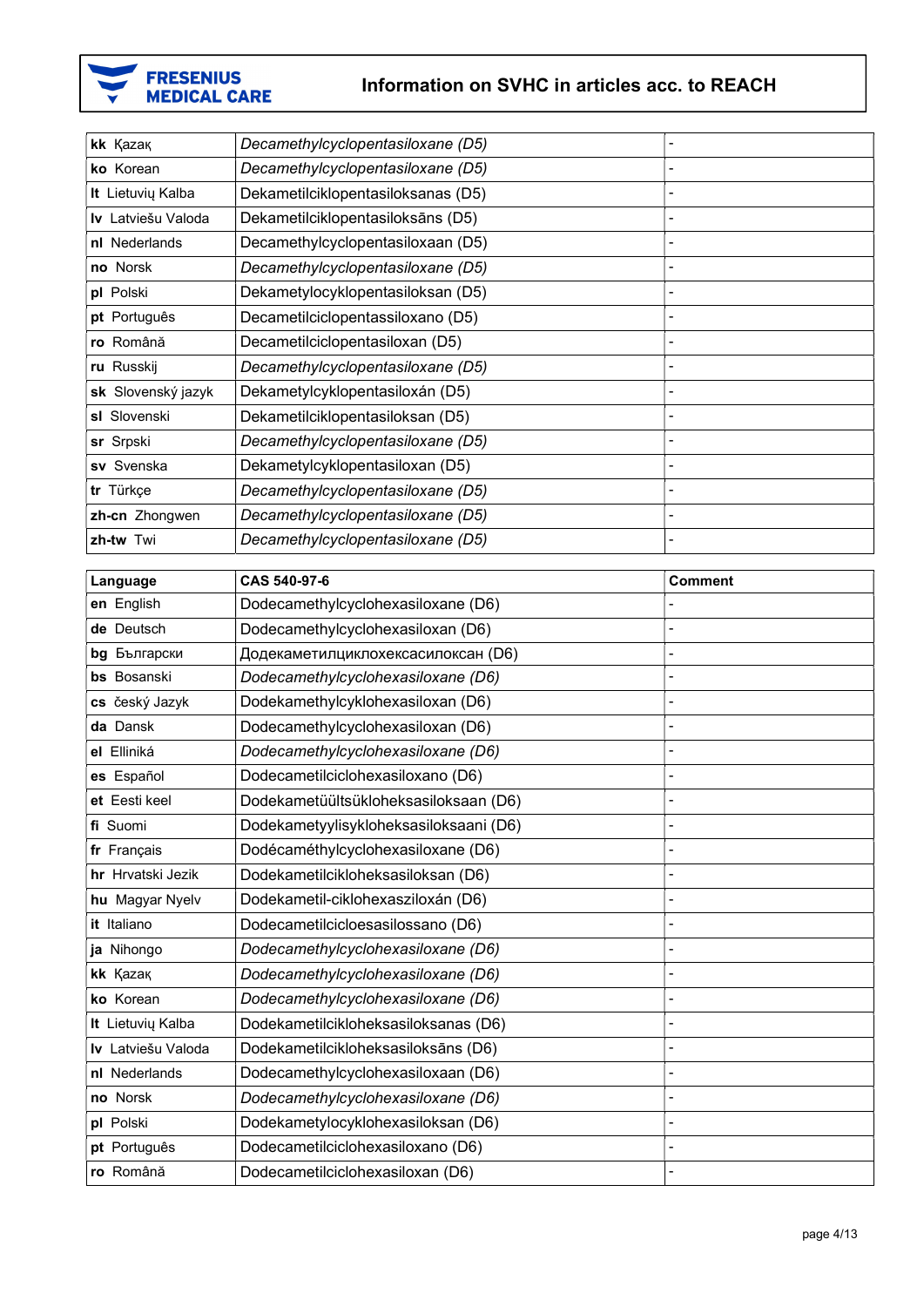| | | |
|---|---|---|
| **kk** Қазақ | *Decamethylcyclopentasiloxane (D5)* | - |
| **ko** Korean | *Decamethylcyclopentasiloxane (D5)* | - |
| **lt** Lietuvių Kalba | Dekametilciklopentasiloksanas (D5) | - |
| **lv** Latviešu Valoda | Dekametilciklopentasiloksāns (D5) | - |
| **nl** Nederlands | Decamethylcyclopentasiloxaan (D5) | - |
| **no** Norsk | *Decamethylcyclopentasiloxane (D5)* | - |
| **pl** Polski | Dekametylocyklopentasiloksan (D5) | - |
| **pt** Português | Decametilciclopentassiloxano (D5) | - |
| **ro** Română | Decametilciclopentasiloxan (D5) | - |
| **ru** Russkij | *Decamethylcyclopentasiloxane (D5)* | - |
| **sk** Slovenský jazyk | Dekametylcyklopentasiloxán (D5) | - |
| **sl** Slovenski | Dekametilciklopentasiloksan (D5) | - |
| **sr** Srpski | *Decamethylcyclopentasiloxane (D5)* | - |
| **sv** Svenska | Dekametylcyklopentasiloxan (D5) | - |
| **tr** Türkçe | *Decamethylcyclopentasiloxane (D5)* | - |
| **zh-cn** Zhongwen | *Decamethylcyclopentasiloxane (D5)* | - |
| **zh-tw** Twi | *Decamethylcyclopentasiloxane (D5)* | - |

| Language | CAS 540-97-6 | Comment |
|---|---|---|
| **en** English | Dodecamethylcyclohexasiloxane (D6) | - |
| **de** Deutsch | Dodecamethylcyclohexasiloxan (D6) | - |
| **bg** Български | Додекаметилциклохексасилоксан (D6) | - |
| **bs** Bosanski | *Dodecamethylcyclohexasiloxane (D6)* | - |
| **cs** český Jazyk | Dodekamethylcyklohexasiloxan (D6) | - |
| **da** Dansk | Dodecamethylcyclohexasiloxan (D6) | - |
| **el** Elliniká | *Dodecamethylcyclohexasiloxane (D6)* | - |
| **es** Español | Dodecametilciclohexasiloxano (D6) | - |
| **et** Eesti keel | Dodekametüültsükloheksasiloksaan (D6) | - |
| **fi** Suomi | Dodekametyylisykloheksasiloksaani (D6) | - |
| **fr** Français | Dodécaméthylcyclohexasiloxane (D6) | - |
| **hr** Hrvatski Jezik | Dodekametilcikloheksasiloksan (D6) | - |
| **hu** Magyar Nyelv | Dodekametil-ciklohexasziloxán (D6) | - |
| **it** Italiano | Dodecametilcicloesasilossano (D6) | - |
| **ja** Nihongo | *Dodecamethylcyclohexasiloxane (D6)* | - |
| **kk** Қазақ | *Dodecamethylcyclohexasiloxane (D6)* | - |
| **ko** Korean | *Dodecamethylcyclohexasiloxane (D6)* | - |
| **lt** Lietuvių Kalba | Dodekametilcikloheksasiloksanas (D6) | - |
| **lv** Latviešu Valoda | Dodekametilcikloheksasiloksāns (D6) | - |
| **nl** Nederlands | Dodecamethylcyclohexasiloxaan (D6) | - |
| **no** Norsk | *Dodecamethylcyclohexasiloxane (D6)* | - |
| **pl** Polski | Dodekametylocykloheksasiloksan (D6) | - |
| **pt** Português | Dodecametilciclohexasiloxano (D6) | - |
| **ro** Română | Dodecametilciclohexasiloxan (D6) | - |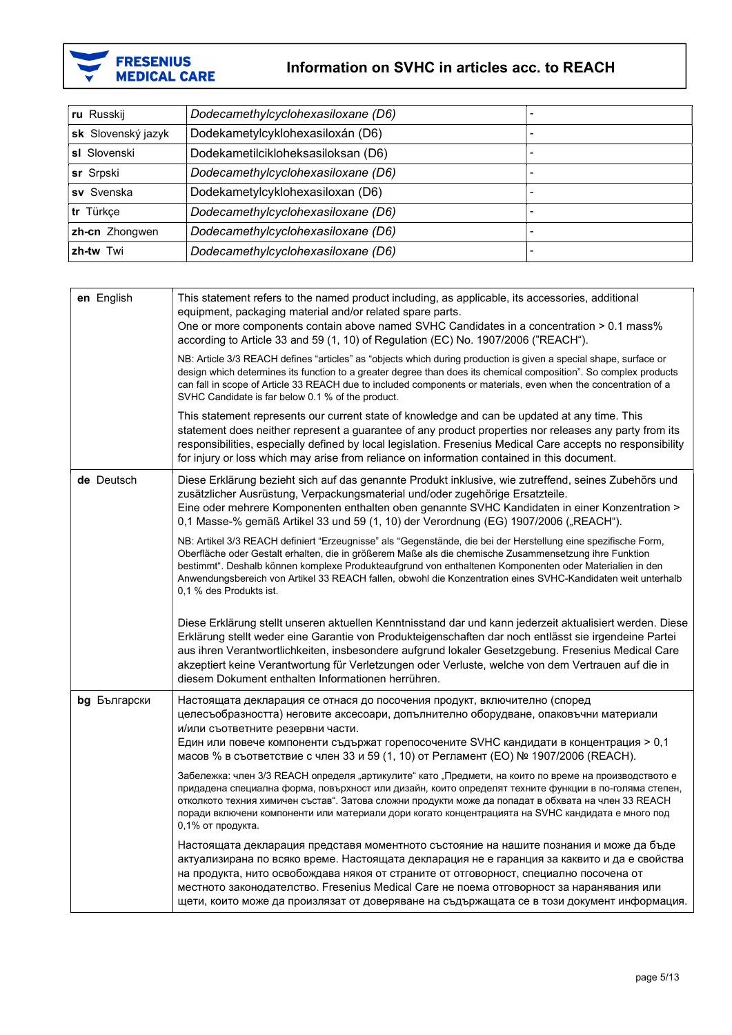| | | |
|---|---|---|
| **ru** Russkij | *Dodecamethylcyclohexasiloxane (D6)* | - |
| **sk** Slovenský jazyk | Dodekametylcyklohexasiloxán (D6) | - |
| **sl** Slovenski | Dodekametilcikloheksasiloksan (D6) | - |
| **sr** Srpski | *Dodecamethylcyclohexasiloxane (D6)* | - |
| **sv** Svenska | Dodekametylcyklohexasiloxan (D6) | - |
| **tr** Türkçe | *Dodecamethylcyclohexasiloxane (D6)* | - |
| **zh-cn** Zhongwen | *Dodecamethylcyclohexasiloxane (D6)* | - |
| **zh-tw** Twi | *Dodecamethylcyclohexasiloxane (D6)* | - |

| | |
|---|---|
| **en** English | This statement refers to the named product including, as applicable, its accessories, additional equipment, packaging material and/or related spare parts.<br>One or more components contain above named SVHC Candidates in a concentration > 0.1 mass% according to Article 33 and 59 (1, 10) of Regulation (EC) No. 1907/2006 ("REACH").<br><br>NB: Article 3/3 REACH defines "articles" as "objects which during production is given a special shape, surface or design which determines its function to a greater degree than does its chemical composition". So complex products can fall in scope of Article 33 REACH due to included components or materials, even when the concentration of a SVHC Candidate is far below 0.1 % of the product.<br><br>This statement represents our current state of knowledge and can be updated at any time. This statement does neither represent a guarantee of any product properties nor releases any party from its responsibilities, especially defined by local legislation. Fresenius Medical Care accepts no responsibility for injury or loss which may arise from reliance on information contained in this document. |
| **de** Deutsch | Diese Erklärung bezieht sich auf das genannte Produkt inklusive, wie zutreffend, seines Zubehörs und zusätzlicher Ausrüstung, Verpackungsmaterial und/oder zugehörige Ersatzteile.<br>Eine oder mehrere Komponenten enthalten oben genannte SVHC Kandidaten in einer Konzentration > 0,1 Masse-% gemäß Artikel 33 und 59 (1, 10) der Verordnung (EG) 1907/2006 („REACH").<br><br>NB: Artikel 3/3 REACH definiert "Erzeugnisse" als "Gegenstände, die bei der Herstellung eine spezifische Form, Oberfläche oder Gestalt erhalten, die in größerem Maße als die chemische Zusammensetzung ihre Funktion bestimmt". Deshalb können komplexe Produkteaufgrund von enthaltenen Komponenten oder Materialien in den Anwendungsbereich von Artikel 33 REACH fallen, obwohl die Konzentration eines SVHC-Kandidaten weit unterhalb 0,1 % des Produkts ist.<br><br>Diese Erklärung stellt unseren aktuellen Kenntnisstand dar und kann jederzeit aktualisiert werden. Diese Erklärung stellt weder eine Garantie von Produkteigenschaften dar noch entlässt sie irgendeine Partei aus ihren Verantwortlichkeiten, insbesondere aufgrund lokaler Gesetzgebung. Fresenius Medical Care akzeptiert keine Verantwortung für Verletzungen oder Verluste, welche von dem Vertrauen auf die in diesem Dokument enthalten Informationen herrühren. |
| **bg** Български | Настоящата декларация се отнася до посочения продукт, включително (според целесъобразността) неговите аксесоари, допълнително оборудване, опаковъчни материали и/или съответните резервни части.<br>Един или повече компоненти съдържат горепосочените SVHC кандидати в концентрация > 0,1 масов % в съответствие с член 33 и 59 (1, 10) от Регламент (ЕО) № 1907/2006 (REACH).<br><br>Забележка: член 3/3 REACH определя „артикулите" като „Предмети, на които по време на производството е придадена специална форма, повърхност или дизайн, които определят техните функции в по-голяма степен, отколкото техния химичен състав". Затова сложни продукти може да попадат в обхвата на член 33 REACH поради включени компоненти или материали дори когато концентрацията на SVHC кандидата е много под 0,1% от продукта.<br><br>Настоящата декларация представя моментното състояние на нашите познания и може да бъде актуализирана по всяко време. Настоящата декларация не е гаранция за каквито и да е свойства на продукта, нито освобождава някоя от страните от отговорност, специално посочена от местното законодателство. Fresenius Medical Care не поема отговорност за наранявания или щети, които може да произлязат от доверяване на съдържащата се в този документ информация. |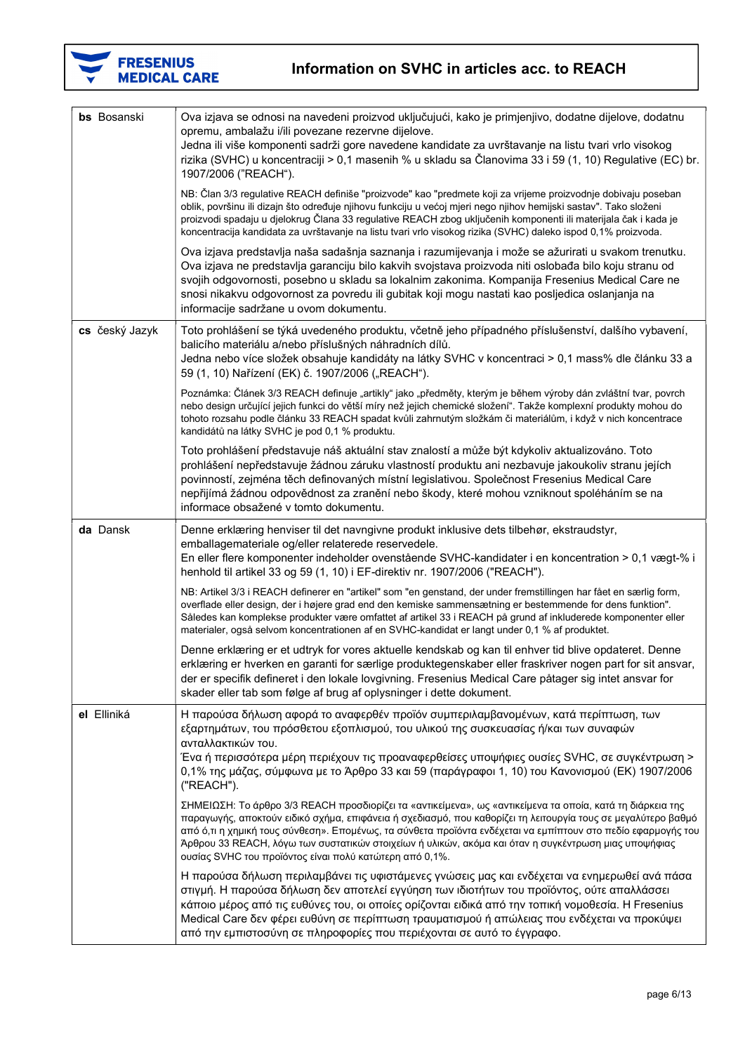# Information on SVHC in articles acc. to REACH

| | |
|---|---|
| **bs** Bosanski | Ova izjava se odnosi na navedeni proizvod uključujući, kako je primjenjivo, dodatne dijelove, dodatnu opremu, ambalažu i/ili povezane rezervne dijelove.<br>Jedna ili više komponenti sadrži gore navedene kandidate za uvrštavanje na listu tvari vrlo visokog rizika (SVHC) u koncentraciji > 0,1 masenih % u skladu sa Članovima 33 i 59 (1, 10) Regulative (EC) br. 1907/2006 ("REACH").<br><br>NB: Član 3/3 regulative REACH definiše "proizvode" kao "predmete koji za vrijeme proizvodnje dobivaju poseban oblik, površinu ili dizajn što određuje njihovu funkciju u većoj mjeri nego njihov hemijski sastav". Tako složeni proizvodi spadaju u djelokrug Člana 33 regulative REACH zbog uključenih komponenti ili materijala čak i kada je koncentracija kandidata za uvrštavanje na listu tvari vrlo visokog rizika (SVHC) daleko ispod 0,1% proizvoda.<br><br>Ova izjava predstavlja naša sadašnja saznanja i razumijevanja i može se ažurirati u svakom trenutku. Ova izjava ne predstavlja garanciju bilo kakvih svojstava proizvoda niti oslobađa bilo koju stranu od svojih odgovornosti, posebno u skladu sa lokalnim zakonima. Kompanija Fresenius Medical Care ne snosi nikakvu odgovornost za povredu ili gubitak koji mogu nastati kao posljedica oslanjanja na informacije sadržane u ovom dokumentu. |
| **cs** český Jazyk | Toto prohlášení se týká uvedeného produktu, včetně jeho případného příslušenství, dalšího vybavení, balicího materiálu a/nebo příslušných náhradních dílů.<br>Jedna nebo více složek obsahuje kandidáty na látky SVHC v koncentraci > 0,1 mass% dle článku 33 a 59 (1, 10) Nařízení (EK) č. 1907/2006 („REACH").<br><br>Poznámka: Článek 3/3 REACH definuje „artikly" jako „předměty, kterým je během výroby dán zvláštní tvar, povrch nebo design určující jejich funkci do větší míry než jejich chemické složení". Takže komplexní produkty mohou do tohoto rozsahu podle článku 33 REACH spadat kvůli zahrnutým složkám či materiálům, i když v nich koncentrace kandidátů na látky SVHC je pod 0,1 % produktu.<br><br>Toto prohlášení představuje náš aktuální stav znalostí a může být kdykoliv aktualizováno. Toto prohlášení nepředstavuje žádnou záruku vlastností produktu ani nezbavuje jakoukoliv stranu jejích povinností, zejména těch definovaných místní legislativou. Společnost Fresenius Medical Care nepřijímá žádnou odpovědnost za zranění nebo škody, které mohou vzniknout spoléháním se na informace obsažené v tomto dokumentu. |
| **da** Dansk | Denne erklæring henviser til det navngivne produkt inklusive dets tilbehør, ekstraudstyr, emballagemateriale og/eller relaterede reservedele.<br>En eller flere komponenter indeholder ovenstående SVHC-kandidater i en koncentration > 0,1 vægt-% i henhold til artikel 33 og 59 (1, 10) i EF-direktiv nr. 1907/2006 ("REACH").<br><br>NB: Artikel 3/3 i REACH definerer en "artikel" som "en genstand, der under fremstillingen har fået en særlig form, overflade eller design, der i højere grad end den kemiske sammensætning er bestemmende for dens funktion". Således kan komplekse produkter være omfattet af artikel 33 i REACH på grund af inkluderede komponenter eller materialer, også selvom koncentrationen af en SVHC-kandidat er langt under 0,1 % af produktet.<br><br>Denne erklæring er et udtryk for vores aktuelle kendskab og kan til enhver tid blive opdateret. Denne erklæring er hverken en garanti for særlige produktegenskaber eller fraskriver nogen part for sit ansvar, der er specifik defineret i den lokale lovgivning. Fresenius Medical Care påtager sig intet ansvar for skader eller tab som følge af brug af oplysninger i dette dokument. |
| **el** Elliniká | Η παρούσα δήλωση αφορά το αναφερθέν προϊόν συμπεριλαμβανομένων, κατά περίπτωση, των εξαρτημάτων, του πρόσθετου εξοπλισμού, του υλικού της συσκευασίας ή/και των συναφών ανταλλακτικών του.<br>Ένα ή περισσότερα μέρη περιέχουν τις προαναφερθείσες υποψήφιες ουσίες SVHC, σε συγκέντρωση > 0,1% της μάζας, σύμφωνα με το Άρθρο 33 και 59 (παράγραφοι 1, 10) του Κανονισμού (ΕΚ) 1907/2006 ("REACH").<br><br>ΣΗΜΕΙΩΣΗ: Το άρθρο 3/3 REACH προσδιορίζει τα «αντικείμενα», ως «αντικείμενα τα οποία, κατά τη διάρκεια της παραγωγής, αποκτούν ειδικό σχήμα, επιφάνεια ή σχεδιασμό, που καθορίζει τη λειτουργία τους σε μεγαλύτερο βαθμό από ό,τι η χημική τους σύνθεση». Επομένως, τα σύνθετα προϊόντα ενδέχεται να εμπίπτουν στο πεδίο εφαρμογής του Άρθρου 33 REACH, λόγω των συστατικών στοιχείων ή υλικών, ακόμα και όταν η συγκέντρωση μιας υποψήφιας ουσίας SVHC του προϊόντος είναι πολύ κατώτερη από 0,1%.<br><br>Η παρούσα δήλωση περιλαμβάνει τις υφιστάμενες γνώσεις μας και ενδέχεται να ενημερωθεί ανά πάσα στιγμή. Η παρούσα δήλωση δεν αποτελεί εγγύηση των ιδιοτήτων του προϊόντος, ούτε απαλλάσσει κάποιο μέρος από τις ευθύνες του, οι οποίες ορίζονται ειδικά από την τοπική νομοθεσία. Η Fresenius Medical Care δεν φέρει ευθύνη σε περίπτωση τραυματισμού ή απώλειας που ενδέχεται να προκύψει από την εμπιστοσύνη σε πληροφορίες που περιέχονται σε αυτό το έγγραφο. |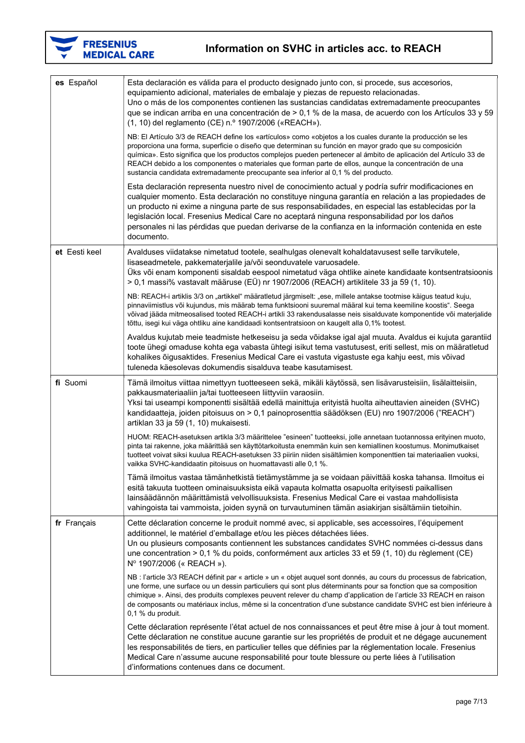| | |
|---|---|
| **es** Español | Esta declaración es válida para el producto designado junto con, si procede, sus accesorios, equipamiento adicional, materiales de embalaje y piezas de repuesto relacionadas.<br>Uno o más de los componentes contienen las sustancias candidatas extremadamente preocupantes que se indican arriba en una concentración de > 0,1 % de la masa, de acuerdo con los Artículos 33 y 59 (1, 10) del reglamento (CE) n.º 1907/2006 («REACH»).<br><br>NB: El Artículo 3/3 de REACH define los «artículos» como «objetos a los cuales durante la producción se les proporciona una forma, superficie o diseño que determinan su función en mayor grado que su composición química». Esto significa que los productos complejos pueden pertenecer al ámbito de aplicación del Artículo 33 de REACH debido a los componentes o materiales que forman parte de ellos, aunque la concentración de una sustancia candidata extremadamente preocupante sea inferior al 0,1 % del producto.<br><br>Esta declaración representa nuestro nivel de conocimiento actual y podría sufrir modificaciones en cualquier momento. Esta declaración no constituye ninguna garantía en relación a las propiedades de un producto ni exime a ninguna parte de sus responsabilidades, en especial las establecidas por la legislación local. Fresenius Medical Care no aceptará ninguna responsabilidad por los daños personales ni las pérdidas que puedan derivarse de la confianza en la información contenida en este documento. |
| **et** Eesti keel | Avalduses viidatakse nimetatud tootele, sealhulgas olenevalt kohaldatavusest selle tarvikutele, lisaseadmetele, pakkematerjalile ja/või seonduvatele varuosadele.<br>Üks või enam komponenti sisaldab eespool nimetatud väga ohtlike ainete kandidaate kontsentratsioonis > 0,1 massi% vastavalt määruse (EÜ) nr 1907/2006 (REACH) artiklitele 33 ja 59 (1, 10).<br><br>NB: REACH-i artiklis 3/3 on „artikkel" määratletud järgmiselt: „ese, millele antakse tootmise käigus teatud kuju, pinnaviimistlus või kujundus, mis määrab tema funktsiooni suuremal määral kui tema keemiline koostis". Seega võivad jääda mitmeosalised tooted REACH-i artikli 33 rakendusalasse neis sisalduvate komponentide või materjalide tõttu, isegi kui väga ohtliku aine kandidaadi kontsentratsioon on kaugelt alla 0,1% tootest.<br><br>Avaldus kujutab meie teadmiste hetkeseisu ja seda võidakse igal ajal muuta. Avaldus ei kujuta garantiid toote ühegi omaduse kohta ega vabasta ühtegi isikut tema vastutusest, eriti sellest, mis on määratletud kohalikes õigusaktides. Fresenius Medical Care ei vastuta vigastuste ega kahju eest, mis võivad tuleneda käesolevas dokumendis sisalduva teabe kasutamisest. |
| **fi** Suomi | Tämä ilmoitus viittaa nimettyyn tuotteeseen sekä, mikäli käytössä, sen lisävarusteisiin, lisälaitteisiin, pakkausmateriaaliin ja/tai tuotteeseen liittyviin varaosiin.<br>Yksi tai useampi komponentti sisältää edellä mainittuja erityistä huolta aiheuttavien aineiden (SVHC) kandidaatteja, joiden pitoisuus on > 0,1 painoprosenttia säädöksen (EU) nro 1907/2006 ("REACH") artiklan 33 ja 59 (1, 10) mukaisesti.<br><br>HUOM: REACH-asetuksen artikla 3/3 määrittelee "esineen" tuotteeksi, jolle annetaan tuotannossa erityinen muoto, pinta tai rakenne, joka määrittää sen käyttötarkoitusta enemmän kuin sen kemiallinen koostumus. Monimutkaiset tuotteet voivat siksi kuulua REACH-asetuksen 33 piiriin niiden sisältämien komponenttien tai materiaalien vuoksi, vaikka SVHC-kandidaatin pitoisuus on huomattavasti alle 0,1 %.<br><br>Tämä ilmoitus vastaa tämänhetkistä tietämystämme ja se voidaan päivittää koska tahansa. Ilmoitus ei esitä takuuta tuotteen ominaisuuksista eikä vapauta kolmatta osapuolta erityisesti paikallisen lainsäädännön määrittämistä velvollisuuksista. Fresenius Medical Care ei vastaa mahdollisista vahingoista tai vammoista, joiden syynä on turvautuminen tämän asiakirjan sisältämiin tietoihin. |
| **fr** Français | Cette déclaration concerne le produit nommé avec, si applicable, ses accessoires, l'équipement additionnel, le matériel d'emballage et/ou les pièces détachées liées.<br>Un ou plusieurs composants contiennent les substances candidates SVHC nommées ci-dessus dans une concentration > 0,1 % du poids, conformément aux articles 33 et 59 (1, 10) du règlement (CE) N° 1907/2006 (« REACH »).<br><br>NB : l'article 3/3 REACH définit par « article » un « objet auquel sont donnés, au cours du processus de fabrication, une forme, une surface ou un dessin particuliers qui sont plus déterminants pour sa fonction que sa composition chimique ». Ainsi, des produits complexes peuvent relever du champ d'application de l'article 33 REACH en raison de composants ou matériaux inclus, même si la concentration d'une substance candidate SVHC est bien inférieure à 0,1 % du produit.<br><br>Cette déclaration représente l'état actuel de nos connaissances et peut être mise à jour à tout moment. Cette déclaration ne constitue aucune garantie sur les propriétés de produit et ne dégage aucunement les responsabilités de tiers, en particulier telles que définies par la réglementation locale. Fresenius Medical Care n'assume aucune responsabilité pour toute blessure ou perte liées à l'utilisation d'informations contenues dans ce document. |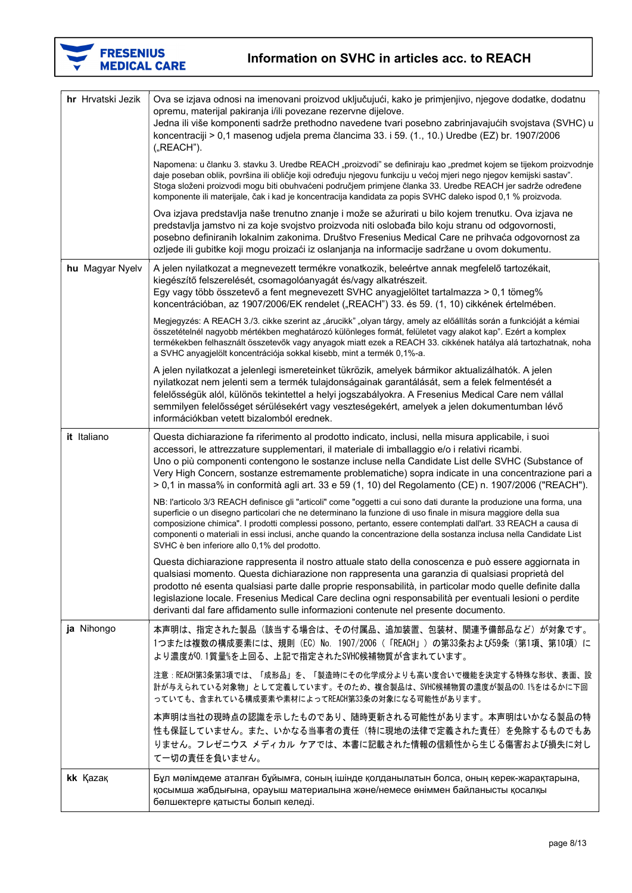| | |
|---|---|
| **hr** Hrvatski Jezik | Ova se izjava odnosi na imenovani proizvod uključujući, kako je primjenjivo, njegove dodatke, dodatnu opremu, materijal pakiranja i/ili povezane rezervne dijelove.<br>Jedna ili više komponenti sadrže prethodno navedene tvari posebno zabrinjavajućih svojstava (SVHC) u koncentraciji > 0,1 masenog udjela prema člancima 33. i 59. (1., 10.) Uredbe (EZ) br. 1907/2006 („REACH").<br><br>Napomena: u članku 3. stavku 3. Uredbe REACH „proizvodi" se definiraju kao „predmet kojem se tijekom proizvodnje daje poseban oblik, površina ili obličje koji određuju njegovu funkciju u većoj mjeri nego njegov kemijski sastav". Stoga složeni proizvodi mogu biti obuhvaćeni područjem primjene članka 33. Uredbe REACH jer sadrže određene komponente ili materijale, čak i kad je koncentracija kandidata za popis SVHC daleko ispod 0,1 % proizvoda.<br><br>Ova izjava predstavlja naše trenutno znanje i može se ažurirati u bilo kojem trenutku. Ova izjava ne predstavlja jamstvo ni za koje svojstvo proizvoda niti oslobađa bilo koju stranu od odgovornosti, posebno definiranih lokalnim zakonima. Društvo Fresenius Medical Care ne prihvaća odgovornost za ozljede ili gubitke koji mogu proizaći iz oslanjanja na informacije sadržane u ovom dokumentu. |
| **hu** Magyar Nyelv | A jelen nyilatkozat a megnevezett termékre vonatkozik, beleértve annak megfelelő tartozékait, kiegészítő felszerelését, csomagolóanyagát és/vagy alkatrészeit.<br>Egy vagy több összetevő a fent megnevezett SVHC anyagjelöltet tartalmazza > 0,1 tömeg% koncentrációban, az 1907/2006/EK rendelet („REACH") 33. és 59. (1, 10) cikkének értelmében.<br><br>Megjegyzés: A REACH 3./3. cikke szerint az „árucikk" „olyan tárgy, amely az előállítás során a funkcióját a kémiai összetételnél nagyobb mértékben meghatározó különleges formát, felületet vagy alakot kap". Ezért a komplex termékekben felhasznált összetevők vagy anyagok miatt ezek a REACH 33. cikkének hatálya alá tartozhatnak, noha a SVHC anyagjelölt koncentrációja sokkal kisebb, mint a termék 0,1%-a.<br><br>A jelen nyilatkozat a jelenlegi ismereteinket tükrözik, amelyek bármikor aktualizálhatók. A jelen nyilatkozat nem jelenti sem a termék tulajdonságainak garantálását, sem a felek felmentését a felelősségük alól, különös tekintettel a helyi jogszabályokra. A Fresenius Medical Care nem vállal semmilyen felelősséget sérülésekért vagy veszteségekért, amelyek a jelen dokumentumban lévő információkban vetett bizalomból erednek. |
| **it** Italiano | Questa dichiarazione fa riferimento al prodotto indicato, inclusi, nella misura applicabile, i suoi accessori, le attrezzature supplementari, il materiale di imballaggio e/o i relativi ricambi.<br>Uno o più componenti contengono le sostanze incluse nella Candidate List delle SVHC (Substance of Very High Concern, sostanze estremamente problematiche) sopra indicate in una concentrazione pari a > 0,1 in massa% in conformità agli art. 33 e 59 (1, 10) del Regolamento (CE) n. 1907/2006 ("REACH").<br><br>NB: l'articolo 3/3 REACH definisce gli "articoli" come "oggetti a cui sono dati durante la produzione una forma, una superficie o un disegno particolari che ne determinano la funzione di uso finale in misura maggiore della sua composizione chimica". I prodotti complessi possono, pertanto, essere contemplati dall'art. 33 REACH a causa di componenti o materiali in essi inclusi, anche quando la concentrazione della sostanza inclusa nella Candidate List SVHC è ben inferiore allo 0,1% del prodotto.<br><br>Questa dichiarazione rappresenta il nostro attuale stato della conoscenza e può essere aggiornata in qualsiasi momento. Questa dichiarazione non rappresenta una garanzia di qualsiasi proprietà del prodotto né esenta qualsiasi parte dalle proprie responsabilità, in particolar modo quelle definite dalla legislazione locale. Fresenius Medical Care declina ogni responsabilità per eventuali lesioni o perdite derivanti dal fare affidamento sulle informazioni contenute nel presente documento. |
| **ja** Nihongo | 本声明は、指定された製品（該当する場合は、その付属品、追加装置、包装材、関連予備部品など）が対象です。1つまたは複数の構成要素には、規則（EC）No. 1907/2006（「REACH」）の第33条および59条（第1項、第10項）により濃度が0.1質量%を上回る、上記で指定されたSVHC候補物質が含まれています。<br><br>注意：REACH第3条第3項では、「成形品」を、「製造時にその化学成分よりも高い度合いで機能を決定する特殊な形状、表面、設計が与えられている対象物」として定義しています。そのため、複合製品は、SVHC候補物質の濃度が製品の0.1%をはるかに下回っていても、含まれている構成要素や素材によってREACH第33条の対象になる可能性があります。<br><br>本声明は当社の現時点の認識を示したものであり、随時更新される可能性があります。本声明はいかなる製品の特性も保証していません。また、いかなる当事者の責任（特に現地の法律で定義された責任）を免除するものでもありません。フレゼニウス メディカル ケアでは、本書に記載された情報の信頼性から生じる傷害および損失に対して一切の責任を負いません。 |
| **kk** Қазақ | Бұл мәлімдеме аталған бұйымға, соның ішінде қолданылатын болса, оның керек-жарақтарына, қосымша жабдығына, орауыш материалына және/немесе өніммен байланысты қосалқы бөлшектерге қатысты болып келеді. |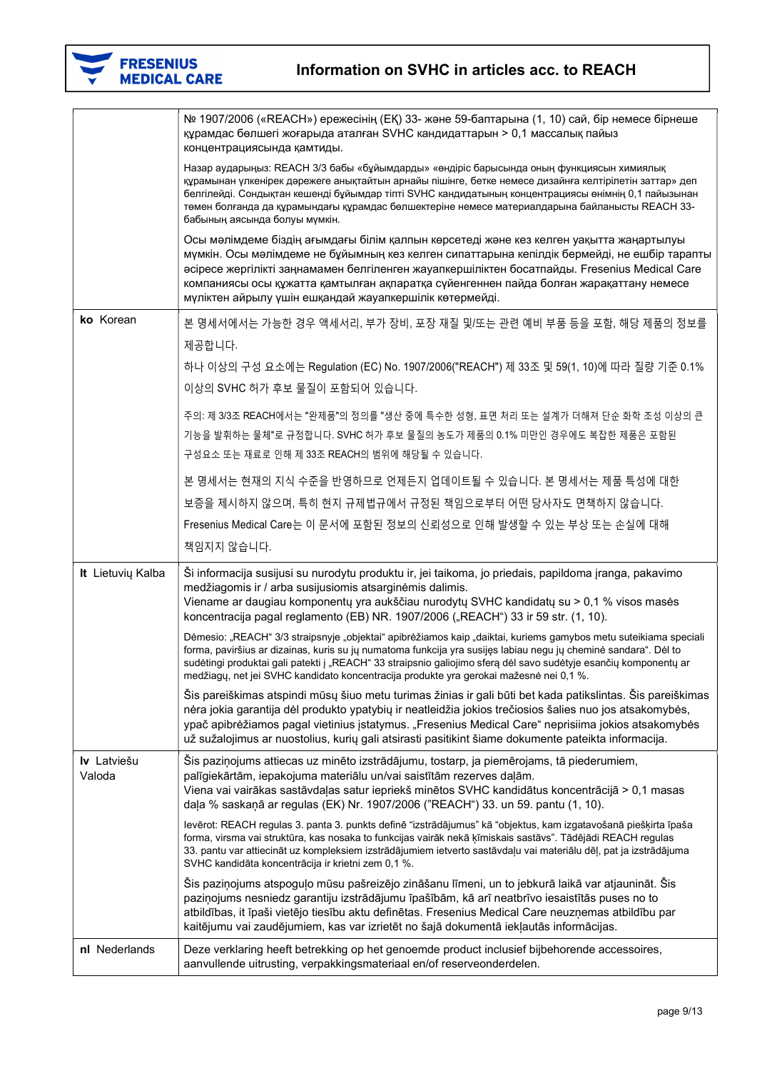| | |
|---|---|
| | № 1907/2006 («REACH») ережесінің (ЕҚ) 33- және 59-баптарына (1, 10) сай, бір немесе бірнеше құрамдас бөлшегі жоғарыда аталған SVHC кандидаттарын > 0,1 массалық пайыз концентрациясында қамтиды.<br><br>Назар аударыңыз: REACH 3/3 бабы «бұйымдарды» «өндіріс барысында оның функциясын химиялық құрамынан үлкенірек дәрежеге анықтайтын арнайы пішінге, бетке немесе дизайнға келтірілетін заттар» деп белгілейді. Сондықтан кешенді бұйымдар тіпті SVHC кандидатының концентрациясы өнімнің 0,1 пайызынан төмен болғанда да құрамындағы құрамдас бөлшектеріне немесе материалдарына байланысты REACH 33-бабының аясында болуы мүмкін.<br><br>Осы мәлімдеме біздің ағымдағы білім қалпын көрсетеді және кез келген уақытта жаңартылуы мүмкін. Осы мәлімдеме не бұйымның кез келген сипаттарына кепілдік бермейді, не ешбір тарапты әсіресе жергілікті заңнамамен белгіленген жауапкершіліктен босатпайды. Fresenius Medical Care компаниясы осы құжатта қамтылған ақпаратқа сүйенгеннен пайда болған жарақаттану немесе мүліктен айрылу үшін ешқандай жауапкершілік көтермейді. |
| **ko** Korean | 본 명세서에서는 가능한 경우 액세서리, 부가 장비, 포장 재질 및/또는 관련 예비 부품 등을 포함, 해당 제품의 정보를 제공합니다.<br><br>하나 이상의 구성 요소에는 Regulation (EC) No. 1907/2006("REACH") 제 33조 및 59(1, 10)에 따라 질량 기준 0.1% 이상의 SVHC 허가 후보 물질이 포함되어 있습니다.<br><br>주의: 제 3/3조 REACH에서는 "완제품"의 정의를 "생산 중에 특수한 성형, 표면 처리 또는 설계가 더해져 단순 화학 조성 이상의 큰 기능을 발휘하는 물체"로 규정합니다. SVHC 허가 후보 물질의 농도가 제품의 0.1% 미만인 경우에도 복잡한 제품은 포함된 구성요소 또는 재료로 인해 제 33조 REACH의 범위에 해당될 수 있습니다.<br><br>본 명세서는 현재의 지식 수준을 반영하므로 언제든지 업데이트될 수 있습니다. 본 명세서는 제품 특성에 대한 보증을 제시하지 않으며, 특히 현지 규제법규에서 규정된 책임으로부터 어떤 당사자도 면책하지 않습니다. Fresenius Medical Care는 이 문서에 포함된 정보의 신뢰성으로 인해 발생할 수 있는 부상 또는 손실에 대해 책임지지 않습니다. |
| **lt** Lietuvių Kalba | Ši informacija susijusi su nurodytu produktu ir, jei taikoma, jo priedais, papildoma įranga, pakavimo medžiagomis ir / arba susijusiomis atsarginėmis dalimis.<br>Viename ar daugiau komponentų yra aukščiau nurodytų SVHC kandidatų su > 0,1 % visos masės koncentracija pagal reglamento (EB) NR. 1907/2006 („REACH“) 33 ir 59 str. (1, 10).<br><br>Dėmesio: „REACH“ 3/3 straipsnyje „objektai“ apibrėžiamos kaip „daiktai, kuriems gamybos metu suteikiama speciali forma, paviršius ar dizainas, kuris su jų numatoma funkcija yra susijęs labiau negu jų cheminė sandara“. Dėl to sudėtingi produktai gali patekti į „REACH“ 33 straipsnio galiojimo sferą dėl savo sudėtyje esančių komponentų ar medžiagų, net jei SVHC kandidato koncentracija produkte yra gerokai mažesnė nei 0,1 %.<br><br>Šis pareiškimas atspindi mūsų šiuo metu turimas žinias ir gali būti bet kada patikslintas. Šis pareiškimas nėra jokia garantija dėl produkto ypatybių ir neatleidžia jokios trečiosios šalies nuo jos atsakomybės, ypač apibrėžiamos pagal vietinius įstatymus. „Fresenius Medical Care“ neprisiima jokios atsakomybės už sužalojimus ar nuostolius, kurių gali atsirasti pasitikint šiame dokumente pateikta informacija. |
| **lv** Latviešu Valoda | Šis paziņojums attiecas uz minēto izstrādājumu, tostarp, ja piemērojams, tā piederumiem, palīgiekārtām, iepakojuma materiālu un/vai saistītām rezerves daļām.<br>Viena vai vairākas sastāvdaļas satur iepriekš minētos SVHC kandidātus koncentrācijā > 0,1 masas daļa % saskaņā ar regulas (EK) Nr. 1907/2006 ("REACH") 33. un 59. pantu (1, 10).<br><br>Ievērot: REACH regulas 3. panta 3. punkts definē "izstrādājumus" kā "objektus, kam izgatavošanā piešķirta īpaša forma, virsma vai struktūra, kas nosaka to funkcijas vairāk nekā ķīmiskais sastāvs". Tādējādi REACH regulas 33. pantu var attiecināt uz kompleksiem izstrādājumiem ietverto sastāvdaļu vai materiālu dēļ, pat ja izstrādājuma SVHC kandidāta koncentrācija ir krietni zem 0,1 %.<br><br>Šis paziņojums atspoguļo mūsu pašreizējo zināšanu līmeni, un to jebkurā laikā var atjaunināt. Šis paziņojums nesniedz garantiju izstrādājumu īpašībām, kā arī neatbrīvo iesaistītās puses no to atbildības, it īpaši vietējo tiesību aktu definētas. Fresenius Medical Care neuzņemas atbildību par kaitējumu vai zaudējumiem, kas var izrietēt no šajā dokumentā iekļautās informācijas. |
| **nl** Nederlands | Deze verklaring heeft betrekking op het genoemde product inclusief bijbehorende accessoires, aanvullende uitrusting, verpakkingsmateriaal en/of reserveonderdelen. |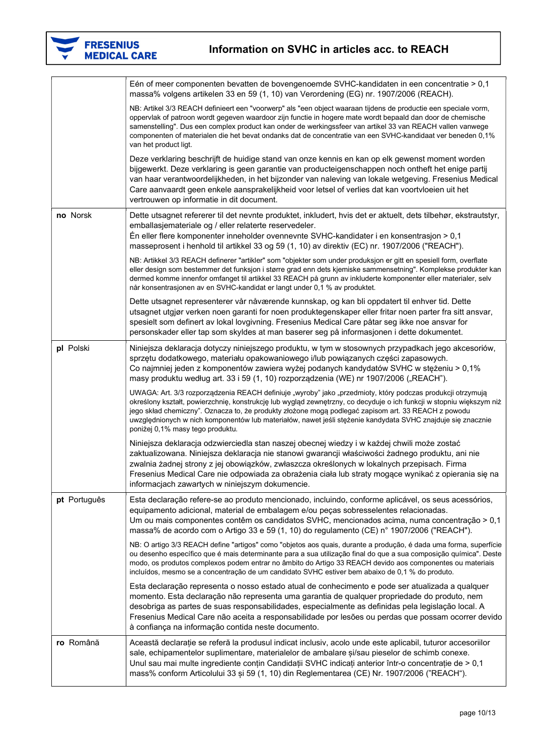| | |
|---|---|
| | Eén of meer componenten bevatten de bovengenoemde SVHC-kandidaten in een concentratie > 0,1 massa% volgens artikelen 33 en 59 (1, 10) van Verordening (EG) nr. 1907/2006 (REACH).<br><br>NB: Artikel 3/3 REACH definieert een "voorwerp" als "een object waaraan tijdens de productie een speciale vorm, oppervlak of patroon wordt gegeven waardoor zijn functie in hogere mate wordt bepaald dan door de chemische samenstelling". Dus een complex product kan onder de werkingssfeer van artikel 33 van REACH vallen vanwege componenten of materialen die het bevat ondanks dat de concentratie van een SVHC-kandidaat ver beneden 0,1% van het product ligt.<br><br>Deze verklaring beschrijft de huidige stand van onze kennis en kan op elk gewenst moment worden bijgewerkt. Deze verklaring is geen garantie van producteigenschappen noch ontheft het enige partij van haar verantwoordelijkheden, in het bijzonder van naleving van lokale wetgeving. Fresenius Medical Care aanvaardt geen enkele aansprakelijkheid voor letsel of verlies dat kan voortvloeien uit het vertrouwen op informatie in dit document. |
| **no** Norsk | Dette utsagnet refererer til det nevnte produktet, inkludert, hvis det er aktuelt, dets tilbehør, ekstrautstyr, emballasjemateriale og / eller relaterte reservedeler.<br>Én eller flere komponenter inneholder ovennevnte SVHC-kandidater i en konsentrasjon > 0,1 masseprosent i henhold til artikkel 33 og 59 (1, 10) av direktiv (EC) nr. 1907/2006 ("REACH").<br><br>NB: Artikkel 3/3 REACH definerer "artikler" som "objekter som under produksjon er gitt en spesiell form, overflate eller design som bestemmer det funksjon i større grad enn dets kjemiske sammensetning". Komplekse produkter kan dermed komme innenfor omfanget til artikkel 33 REACH på grunn av inkluderte komponenter eller materialer, selv når konsentrasjonen av en SVHC-kandidat er langt under 0,1 % av produktet.<br><br>Dette utsagnet representerer vår nåværende kunnskap, og kan bli oppdatert til enhver tid. Dette utsagnet utgjør verken noen garanti for noen produktegenskaper eller fritar noen parter fra sitt ansvar, spesielt som definert av lokal lovgivning. Fresenius Medical Care påtar seg ikke noe ansvar for personskader eller tap som skyldes at man baserer seg på informasjonen i dette dokumentet. |
| **pl** Polski | Niniejsza deklaracja dotyczy niniejszego produktu, w tym w stosownych przypadkach jego akcesoriów, sprzętu dodatkowego, materiału opakowaniowego i/lub powiązanych części zapasowych.<br>Co najmniej jeden z komponentów zawiera wyżej podanych kandydatów SVHC w stężeniu > 0,1% masy produktu według art. 33 i 59 (1, 10) rozporządzenia (WE) nr 1907/2006 („REACH").<br><br>UWAGA: Art. 3/3 rozporządzenia REACH definiuje „wyroby" jako „przedmioty, który podczas produkcji otrzymują określony kształt, powierzchnię, konstrukcję lub wygląd zewnętrzny, co decyduje o ich funkcji w stopniu większym niż jego skład chemiczny". Oznacza to, że produkty złożone mogą podlegać zapisom art. 33 REACH z powodu uwzględnionych w nich komponentów lub materiałów, nawet jeśli stężenie kandydata SVHC znajduje się znacznie poniżej 0,1% masy tego produktu.<br><br>Niniejsza deklaracja odzwierciedla stan naszej obecnej wiedzy i w każdej chwili może zostać zaktualizowana. Niniejsza deklaracja nie stanowi gwarancji właściwości żadnego produktu, ani nie zwalnia żadnej strony z jej obowiązków, zwłaszcza określonych w lokalnych przepisach. Firma Fresenius Medical Care nie odpowiada za obrażenia ciała lub straty mogące wynikać z opierania się na informacjach zawartych w niniejszym dokumencie. |
| **pt** Português | Esta declaração refere-se ao produto mencionado, incluindo, conforme aplicável, os seus acessórios, equipamento adicional, material de embalagem e/ou peças sobresselentes relacionadas.<br>Um ou mais componentes contêm os candidatos SVHC, mencionados acima, numa concentração > 0,1 massa% de acordo com o Artigo 33 e 59 (1, 10) do regulamento (CE) n° 1907/2006 ("REACH").<br><br>NB: O artigo 3/3 REACH define "artigos" como "objetos aos quais, durante a produção, é dada uma forma, superfície ou desenho específico que é mais determinante para a sua utilização final do que a sua composição química". Deste modo, os produtos complexos podem entrar no âmbito do Artigo 33 REACH devido aos componentes ou materiais incluídos, mesmo se a concentração de um candidato SVHC estiver bem abaixo de 0,1 % do produto.<br><br>Esta declaração representa o nosso estado atual de conhecimento e pode ser atualizada a qualquer momento. Esta declaração não representa uma garantia de qualquer propriedade do produto, nem desobriga as partes de suas responsabilidades, especialmente as definidas pela legislação local. A Fresenius Medical Care não aceita a responsabilidade por lesões ou perdas que possam ocorrer devido à confiança na informação contida neste documento. |
| **ro** Română | Această declarație se referă la produsul indicat inclusiv, acolo unde este aplicabil, tuturor accesoriilor sale, echipamentelor suplimentare, materialelor de ambalare și/sau pieselor de schimb conexe.<br>Unul sau mai multe ingrediente conțin Candidații SVHC indicați anterior într-o concentrație de > 0,1 mass% conform Articolului 33 și 59 (1, 10) din Reglementarea (CE) Nr. 1907/2006 ("REACH"). |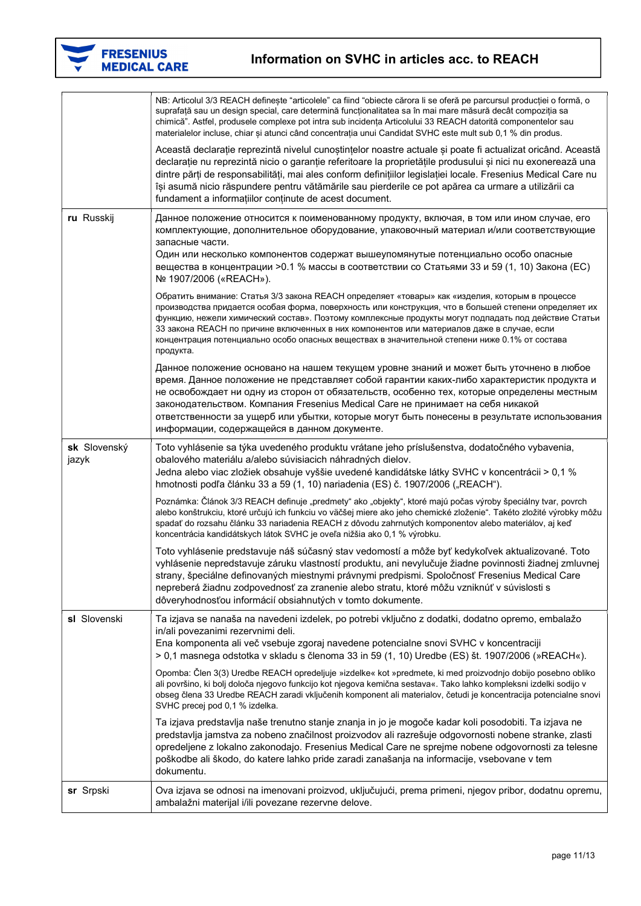| | |
|---|---|
| | NB: Articolul 3/3 REACH definește "articolele" ca fiind "obiecte cărora li se oferă pe parcursul producției o formă, o suprafață sau un design special, care determină funcționalitatea sa în mai mare măsură decât compoziția sa chimică". Astfel, produsele complexe pot intra sub incidența Articolului 33 REACH datorită componentelor sau materialelor incluse, chiar și atunci când concentrația unui Candidat SVHC este mult sub 0,1 % din produs.<br><br>Această declarație reprezintă nivelul cunoștințelor noastre actuale și poate fi actualizat oricând. Această declarație nu reprezintă nicio o garanție referitoare la proprietățile produsului și nici nu exonerează una dintre părți de responsabilități, mai ales conform definițiilor legislației locale. Fresenius Medical Care nu își asumă nicio răspundere pentru vătămările sau pierderile ce pot apărea ca urmare a utilizării ca fundament a informațiilor conținute de acest document. |
| **ru** Russkij | Данное положение относится к поименованному продукту, включая, в том или ином случае, его комплектующие, дополнительное оборудование, упаковочный материал и/или соответствующие запасные части.<br>Один или несколько компонентов содержат вышеупомянутые потенциально особо опасные вещества в концентрации >0.1 % массы в соответствии со Статьями 33 и 59 (1, 10) Закона (ЕС) № 1907/2006 («REACH»).<br><br>Обратить внимание: Статья 3/3 закона REACH определяет «товары» как «изделия, которым в процессе производства придается особая форма, поверхность или конструкция, что в большей степени определяет их функцию, нежели химический состав». Поэтому комплексные продукты могут подпадать под действие Статьи 33 закона REACH по причине включенных в них компонентов или материалов даже в случае, если концентрация потенциально особо опасных веществах в значительной степени ниже 0.1% от состава продукта.<br><br>Данное положение основано на нашем текущем уровне знаний и может быть уточнено в любое время. Данное положение не представляет собой гарантии каких-либо характеристик продукта и не освобождает ни одну из сторон от обязательств, особенно тех, которые определены местным законодательством. Компания Fresenius Medical Care не принимает на себя никакой ответственности за ущерб или убытки, которые могут быть понесены в результате использования информации, содержащейся в данном документе. |
| **sk** Slovenský jazyk | Toto vyhlásenie sa týka uvedeného produktu vrátane jeho príslušenstva, dodatočného vybavenia, obalového materiálu a/alebo súvisiacich náhradných dielov.<br>Jedna alebo viac zložiek obsahuje vyššie uvedené kandidátske látky SVHC v koncentrácii > 0,1 % hmotnosti podľa článku 33 a 59 (1, 10) nariadenia (ES) č. 1907/2006 („REACH").<br><br>Poznámka: Článok 3/3 REACH definuje „predmety" ako „objekty", ktoré majú počas výroby špeciálny tvar, povrch alebo konštrukciu, ktoré určujú ich funkciu vo väčšej miere ako jeho chemické zloženie". Takéto zložité výrobky môžu spadať do rozsahu článku 33 nariadenia REACH z dôvodu zahrnutých komponentov alebo materiálov, aj keď koncentrácia kandidátskych látok SVHC je oveľa nižšia ako 0,1 % výrobku.<br><br>Toto vyhlásenie predstavuje náš súčasný stav vedomostí a môže byť kedykoľvek aktualizované. Toto vyhlásenie nepredstavuje záruku vlastností produktu, ani nevylučuje žiadne povinnosti žiadnej zmluvnej strany, špeciálne definovaných miestnymi právnymi predpismi. Spoločnosť Fresenius Medical Care nepreberá žiadnu zodpovednosť za zranenie alebo stratu, ktoré môžu vzniknúť v súvislosti s dôveryhodnosťou informácií obsiahnutých v tomto dokumente. |
| **sl** Slovenski | Ta izjava se nanaša na navedeni izdelek, po potrebi vključno z dodatki, dodatno opremo, embalažo in/ali povezanimi rezervnimi deli.<br>Ena komponenta ali več vsebuje zgoraj navedene potencialne snovi SVHC v koncentraciji > 0,1 masnega odstotka v skladu s členoma 33 in 59 (1, 10) Uredbe (ES) št. 1907/2006 (»REACH«).<br><br>Opomba: Člen 3(3) Uredbe REACH opredeljuje »izdelke« kot »predmete, ki med proizvodnjo dobijo posebno obliko ali površino, ki bolj določa njegovo funkcijo kot njegova kemična sestava«. Tako lahko kompleksni izdelki sodijo v obseg člena 33 Uredbe REACH zaradi vključenih komponent ali materialov, četudi je koncentracija potencialne snovi SVHC precej pod 0,1 % izdelka.<br><br>Ta izjava predstavlja naše trenutno stanje znanja in jo je mogoče kadar koli posodobiti. Ta izjava ne predstavlja jamstva za nobeno značilnost proizvodov ali razrešuje odgovornosti nobene stranke, zlasti opredeljene z lokalno zakonodajo. Fresenius Medical Care ne sprejme nobene odgovornosti za telesne poškodbe ali škodo, do katere lahko pride zaradi zanašanja na informacije, vsebovane v tem dokumentu. |
| **sr** Srpski | Ova izjava se odnosi na imenovani proizvod, uključujući, prema primeni, njegov pribor, dodatnu opremu, ambalažni materijal i/ili povezane rezervne delove. |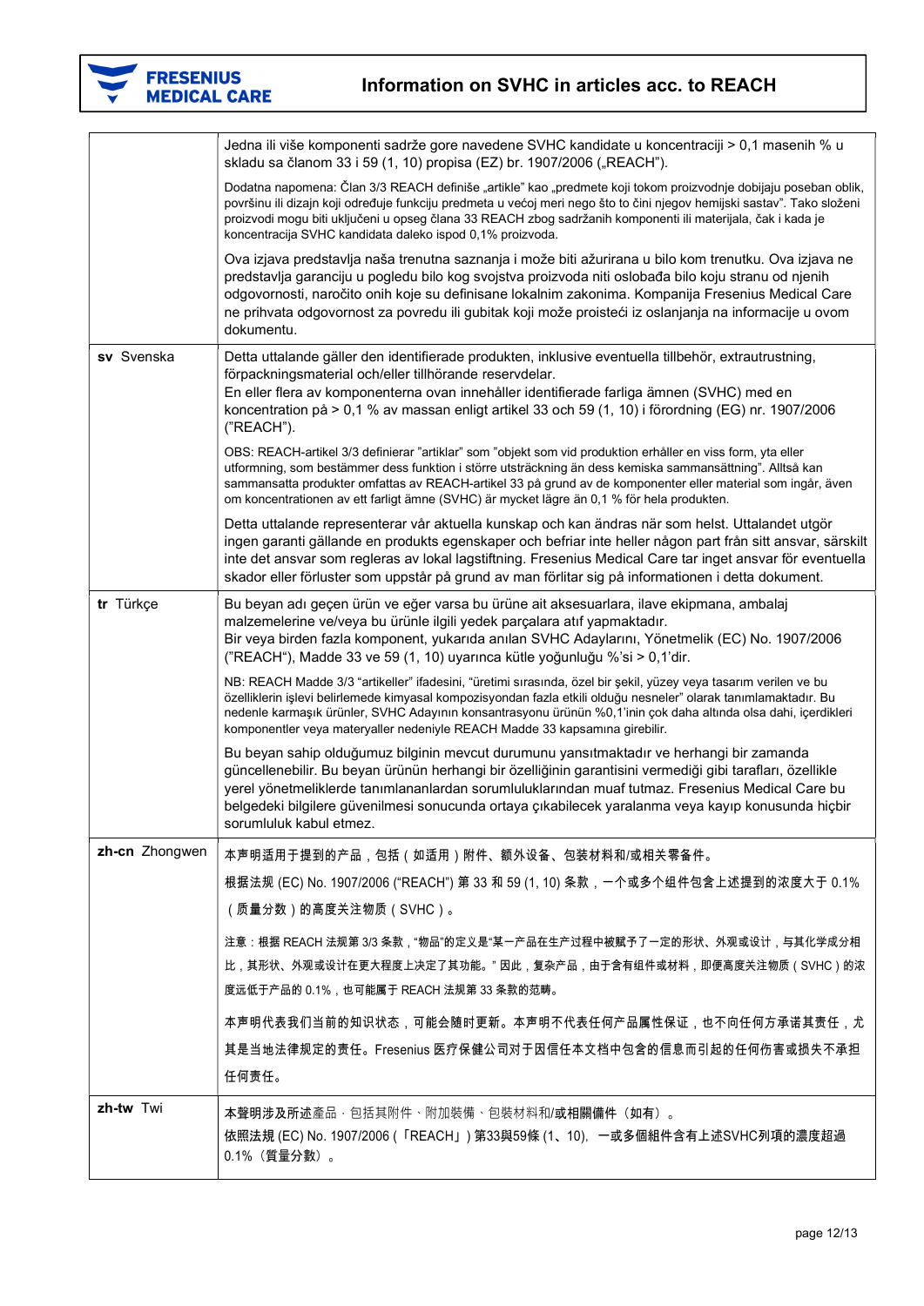| | |
|---|---|
| | Jedna ili više komponenti sadrže gore navedene SVHC kandidate u koncentraciji > 0,1 masenih % u skladu sa članom 33 i 59 (1, 10) propisa (EZ) br. 1907/2006 („REACH"). <br><br> Dodatna napomena: Član 3/3 REACH definiše „artikle" kao „predmete koji tokom proizvodnje dobijaju poseban oblik, površinu ili dizajn koji određuje funkciju predmeta u većoj meri nego što to čini njegov hemijski sastav". Tako složeni proizvodi mogu biti uključeni u opseg člana 33 REACH zbog sadržanih komponenti ili materijala, čak i kada je koncentracija SVHC kandidata daleko ispod 0,1% proizvoda. <br><br> Ova izjava predstavlja naša trenutna saznanja i može biti ažurirana u bilo kom trenutku. Ova izjava ne predstavlja garanciju u pogledu bilo kog svojstva proizvoda niti oslobađa bilo koju stranu od njenih odgovornosti, naročito onih koje su definisane lokalnim zakonima. Kompanija Fresenius Medical Care ne prihvata odgovornost za povredu ili gubitak koji može proisteći iz oslanjanja na informacije u ovom dokumentu. |
| **sv** Svenska | Detta uttalande gäller den identifierade produkten, inklusive eventuella tillbehör, extrautrustning, förpackningsmaterial och/eller tillhörande reservdelar.<br>En eller flera av komponenterna ovan innehåller identifierade farliga ämnen (SVHC) med en koncentration på > 0,1 % av massan enligt artikel 33 och 59 (1, 10) i förordning (EG) nr. 1907/2006 ("REACH"). <br><br> OBS: REACH-artikel 3/3 definierar "artiklar" som "objekt som vid produktion erhåller en viss form, yta eller utformning, som bestämmer dess funktion i större utsträckning än dess kemiska sammansättning". Alltså kan sammansatta produkter omfattas av REACH-artikel 33 på grund av de komponenter eller material som ingår, även om koncentrationen av ett farligt ämne (SVHC) är mycket lägre än 0,1 % för hela produkten. <br><br> Detta uttalande representerar vår aktuella kunskap och kan ändras när som helst. Uttalandet utgör ingen garanti gällande en produkts egenskaper och befriar inte heller någon part från sitt ansvar, särskilt inte det ansvar som regleras av lokal lagstiftning. Fresenius Medical Care tar inget ansvar för eventuella skador eller förluster som uppstår på grund av man förlitar sig på informationen i detta dokument. |
| **tr** Türkçe | Bu beyan adı geçen ürün ve eğer varsa bu ürüne ait aksesuarlara, ilave ekipmana, ambalaj malzemelerine ve/veya bu ürünle ilgili yedek parçalara atıf yapmaktadır.<br>Bir veya birden fazla komponent, yukarıda anılan SVHC Adaylarını, Yönetmelik (EC) No. 1907/2006 ("REACH"), Madde 33 ve 59 (1, 10) uyarınca kütle yoğunluğu %'si > 0,1'dir. <br><br> NB: REACH Madde 3/3 "artikeller" ifadesini, "üretimi sırasında, özel bir şekil, yüzey veya tasarım verilen ve bu özelliklerin işlevi belirlemede kimyasal kompozisyondan fazla etkili olduğu nesneler" olarak tanımlamaktadır. Bu nedenle karmaşık ürünler, SVHC Adayının konsantrasyonu ürünün %0,1'inin çok daha altında olsa dahi, içerdikleri komponentler veya materyaller nedeniyle REACH Madde 33 kapsamına girebilir. <br><br> Bu beyan sahip olduğumuz bilginin mevcut durumunu yansıtmaktadır ve herhangi bir zamanda güncellenebilir. Bu beyan ürünün herhangi bir özelliğinin garantisini vermediği gibi tarafları, özellikle yerel yönetmeliklerde tanımlananlardan sorumluluklarından muaf tutmaz. Fresenius Medical Care bu belgedeki bilgilere güvenilmesi sonucunda ortaya çıkabilecek yaralanma veya kayıp konusunda hiçbir sorumluluk kabul etmez. |
| **zh-cn** Zhongwen | 本声明适用于提到的产品，包括（如适用）附件、额外设备、包装材料和/或相关零备件。 <br><br> 根据法规 (EC) No. 1907/2006 ("REACH") 第 33 和 59 (1, 10) 条款，一个或多个组件包含上述提到的浓度大于 0.1%（质量分数）的高度关注物质（SVHC）。 <br><br> 注意：根据 REACH 法规第 3/3 条款，"物品"的定义是"某一产品在生产过程中被赋予了一定的形状、外观或设计，与其化学成分相比，其形状、外观或设计在更大程度上决定了其功能。" 因此，复杂产品，由于含有组件或材料，即便高度关注物质（SVHC）的浓度远低于产品的 0.1%，也可能属于 REACH 法规第 33 条款的范畴。 <br><br> 本声明代表我们当前的知识状态，可能会随时更新。本声明不代表任何产品属性保证，也不向任何方承诺其责任，尤其是当地法律规定的责任。Fresenius 医疗保健公司对于因信任本文档中包含的信息而引起的任何伤害或损失不承担任何责任。 |
| **zh-tw** Twi | 本聲明涉及所述產品，包括其附件、附加裝備、包裝材料和/或相關備件（如有）。<br>依照法規 (EC) No. 1907/2006（「REACH」）第33與59條 (1、10)，一或多個組件含有上述SVHC列項的濃度超過 0.1%（質量分數）。 |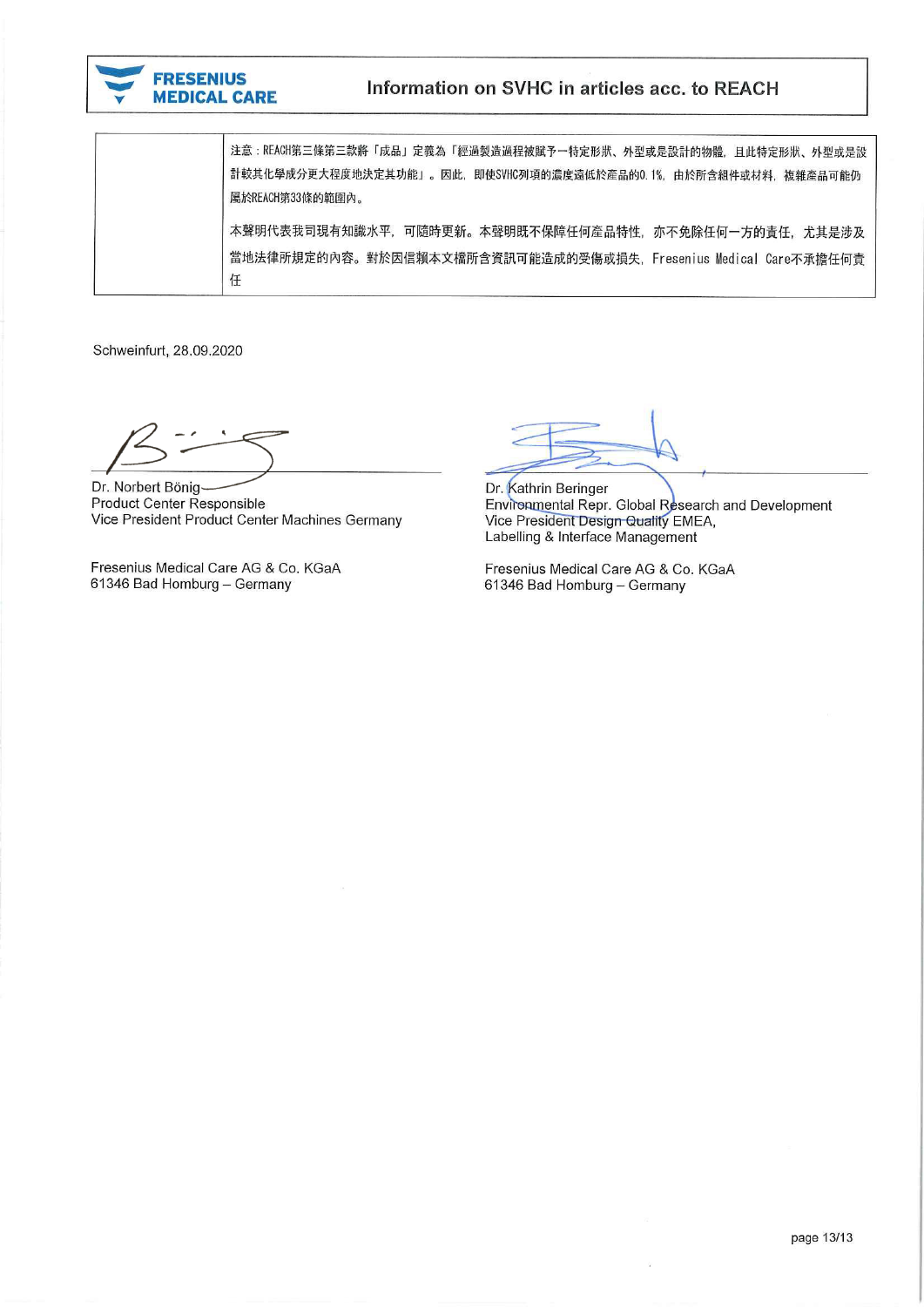| | |
|---|---|
| | 注意：REACH第三條第三款將「成品」定義為「經過製造過程被賦予一特定形狀、外型或是設計的物體，且此特定形狀、外型或是設計較其化學成分更大程度地決定其功能」。因此，即使SVHC列項的濃度遠低於產品的0.1%，由於所含組件或材料，複雜產品可能仍屬於REACH第33條的範圍內。<br><br>本聲明代表我司現有知識水平，可隨時更新。本聲明既不保障任何產品特性，亦不免除任何一方的責任，尤其是涉及當地法律所規定的內容。對於因信賴本文檔所含資訊可能造成的受傷或損失，Fresenius Medical Care不承擔任何責任 |

Schweinfurt, 28.09.2020

Dr. Norbert Bönig
Product Center Responsible
Vice President Product Center Machines Germany

Fresenius Medical Care AG & Co. KGaA
61346 Bad Homburg – Germany

Dr. Kathrin Beringer
Environmental Repr. Global Research and Development
Vice President Design Quality EMEA,
Labelling & Interface Management

Fresenius Medical Care AG & Co. KGaA
61346 Bad Homburg – Germany